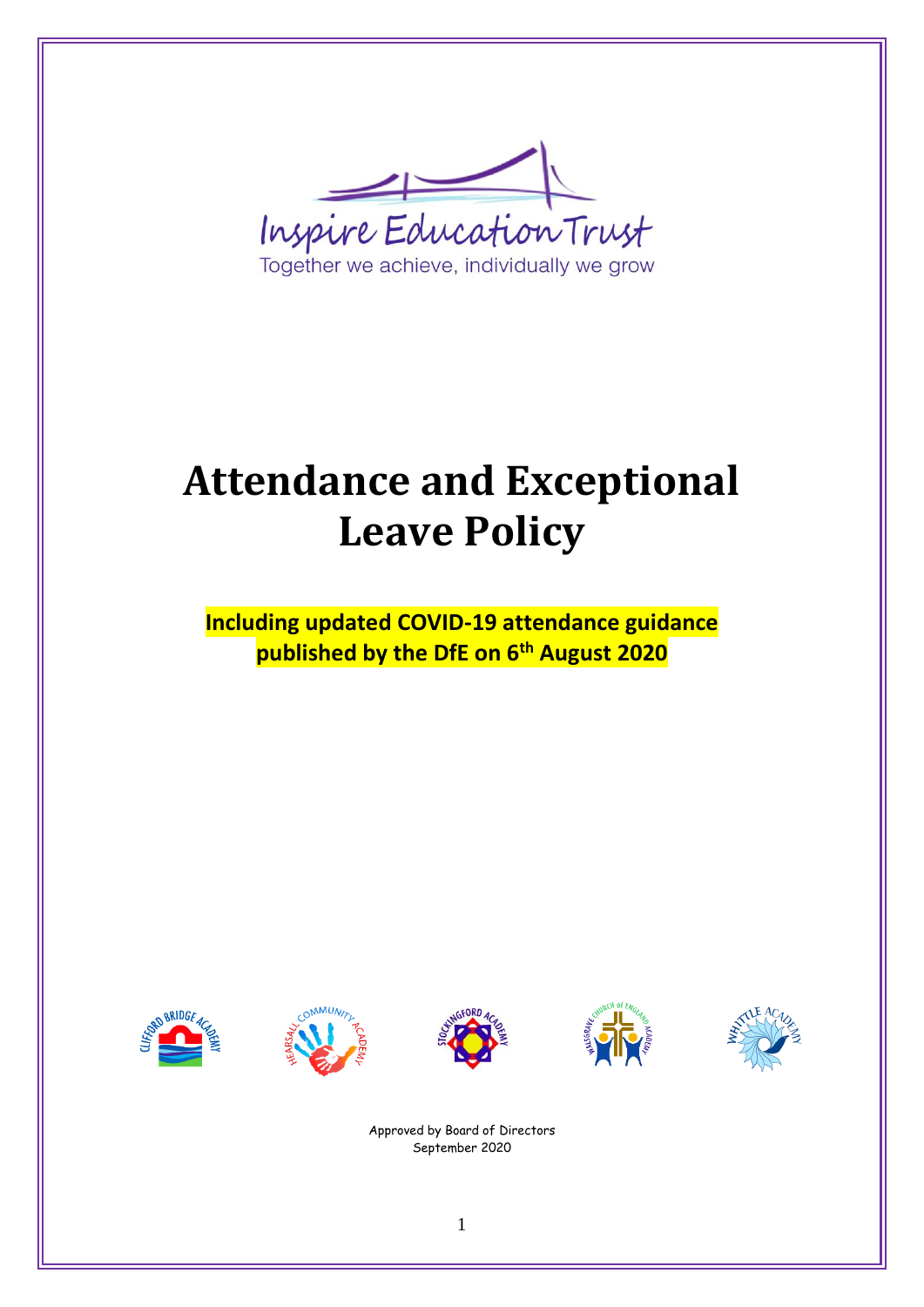Inspire Education Trust

Together we achieve, individually we grow

# Attendance and Exceptional Leave Policy

**Including updated COVID-19 attendance guidance published by the DfE on 6th August 2020**

Approved by Board of Directors
September 2020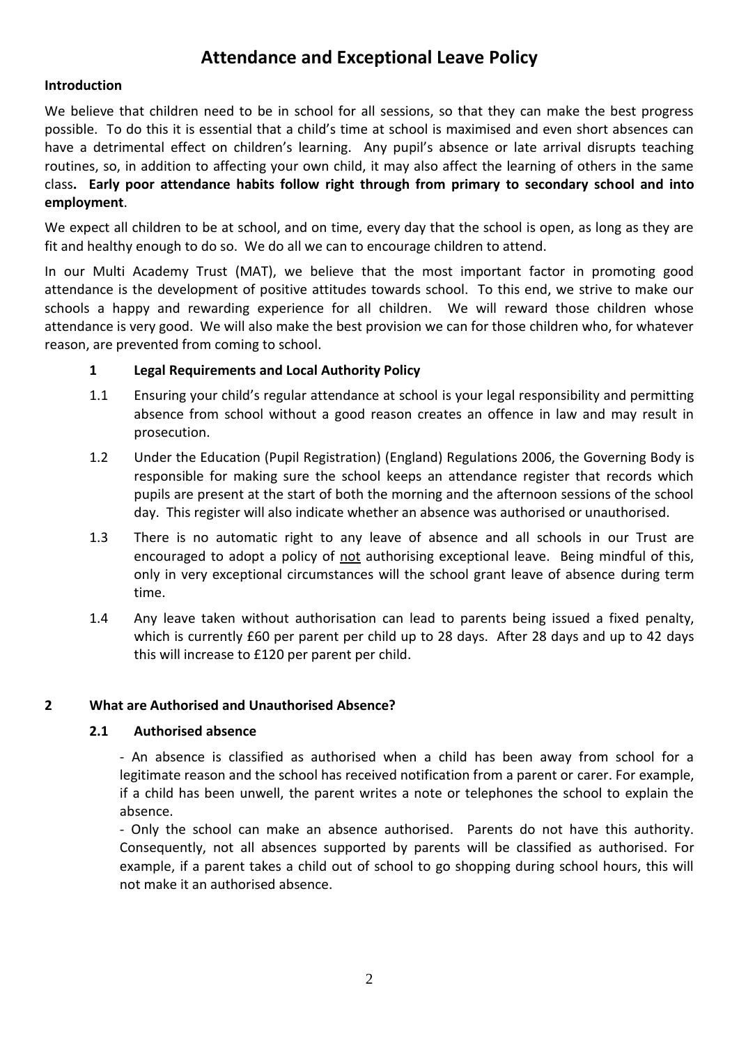# Attendance and Exceptional Leave Policy

**Introduction**

We believe that children need to be in school for all sessions, so that they can make the best progress possible. To do this it is essential that a child's time at school is maximised and even short absences can have a detrimental effect on children's learning. Any pupil's absence or late arrival disrupts teaching routines, so, in addition to affecting your own child, it may also affect the learning of others in the same class**. Early poor attendance habits follow right through from primary to secondary school and into employment**.

We expect all children to be at school, and on time, every day that the school is open, as long as they are fit and healthy enough to do so. We do all we can to encourage children to attend.

In our Multi Academy Trust (MAT), we believe that the most important factor in promoting good attendance is the development of positive attitudes towards school. To this end, we strive to make our schools a happy and rewarding experience for all children. We will reward those children whose attendance is very good. We will also make the best provision we can for those children who, for whatever reason, are prevented from coming to school.

## 1 Legal Requirements and Local Authority Policy

1.1 Ensuring your child's regular attendance at school is your legal responsibility and permitting absence from school without a good reason creates an offence in law and may result in prosecution.

1.2 Under the Education (Pupil Registration) (England) Regulations 2006, the Governing Body is responsible for making sure the school keeps an attendance register that records which pupils are present at the start of both the morning and the afternoon sessions of the school day. This register will also indicate whether an absence was authorised or unauthorised.

1.3 There is no automatic right to any leave of absence and all schools in our Trust are encouraged to adopt a policy of <u>not</u> authorising exceptional leave. Being mindful of this, only in very exceptional circumstances will the school grant leave of absence during term time.

1.4 Any leave taken without authorisation can lead to parents being issued a fixed penalty, which is currently £60 per parent per child up to 28 days. After 28 days and up to 42 days this will increase to £120 per parent per child.

## 2 What are Authorised and Unauthorised Absence?

### 2.1 Authorised absence

- An absence is classified as authorised when a child has been away from school for a legitimate reason and the school has received notification from a parent or carer. For example, if a child has been unwell, the parent writes a note or telephones the school to explain the absence.
- Only the school can make an absence authorised. Parents do not have this authority. Consequently, not all absences supported by parents will be classified as authorised. For example, if a parent takes a child out of school to go shopping during school hours, this will not make it an authorised absence.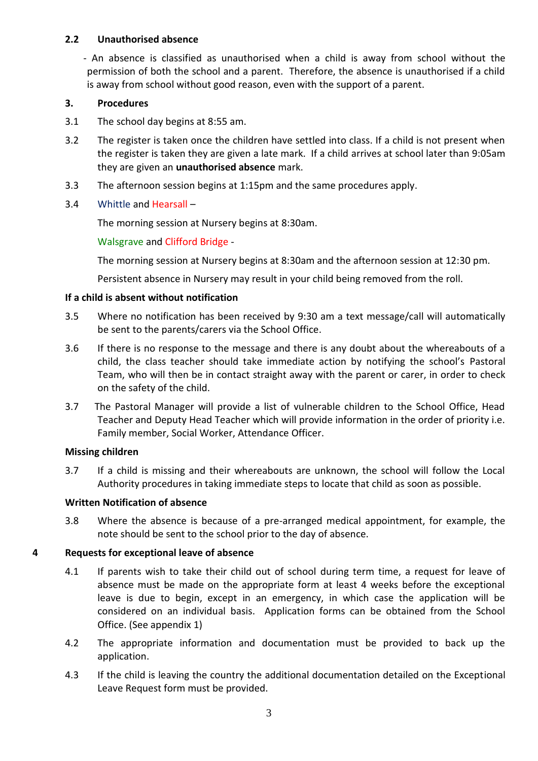### 2.2 Unauthorised absence

- An absence is classified as unauthorised when a child is away from school without the permission of both the school and a parent. Therefore, the absence is unauthorised if a child is away from school without good reason, even with the support of a parent.

## 3. Procedures

3.1 The school day begins at 8:55 am.

3.2 The register is taken once the children have settled into class. If a child is not present when the register is taken they are given a late mark. If a child arrives at school later than 9:05am they are given an **unauthorised absence** mark.

3.3 The afternoon session begins at 1:15pm and the same procedures apply.

3.4 Whittle and Hearsall –

The morning session at Nursery begins at 8:30am.

Walsgrave and Clifford Bridge -

The morning session at Nursery begins at 8:30am and the afternoon session at 12:30 pm.

Persistent absence in Nursery may result in your child being removed from the roll.

**If a child is absent without notification**

3.5 Where no notification has been received by 9:30 am a text message/call will automatically be sent to the parents/carers via the School Office.

3.6 If there is no response to the message and there is any doubt about the whereabouts of a child, the class teacher should take immediate action by notifying the school's Pastoral Team, who will then be in contact straight away with the parent or carer, in order to check on the safety of the child.

3.7 The Pastoral Manager will provide a list of vulnerable children to the School Office, Head Teacher and Deputy Head Teacher which will provide information in the order of priority i.e. Family member, Social Worker, Attendance Officer.

**Missing children**

3.7 If a child is missing and their whereabouts are unknown, the school will follow the Local Authority procedures in taking immediate steps to locate that child as soon as possible.

**Written Notification of absence**

3.8 Where the absence is because of a pre-arranged medical appointment, for example, the note should be sent to the school prior to the day of absence.

## 4 Requests for exceptional leave of absence

4.1 If parents wish to take their child out of school during term time, a request for leave of absence must be made on the appropriate form at least 4 weeks before the exceptional leave is due to begin, except in an emergency, in which case the application will be considered on an individual basis. Application forms can be obtained from the School Office. (See appendix 1)

4.2 The appropriate information and documentation must be provided to back up the application.

4.3 If the child is leaving the country the additional documentation detailed on the Exceptional Leave Request form must be provided.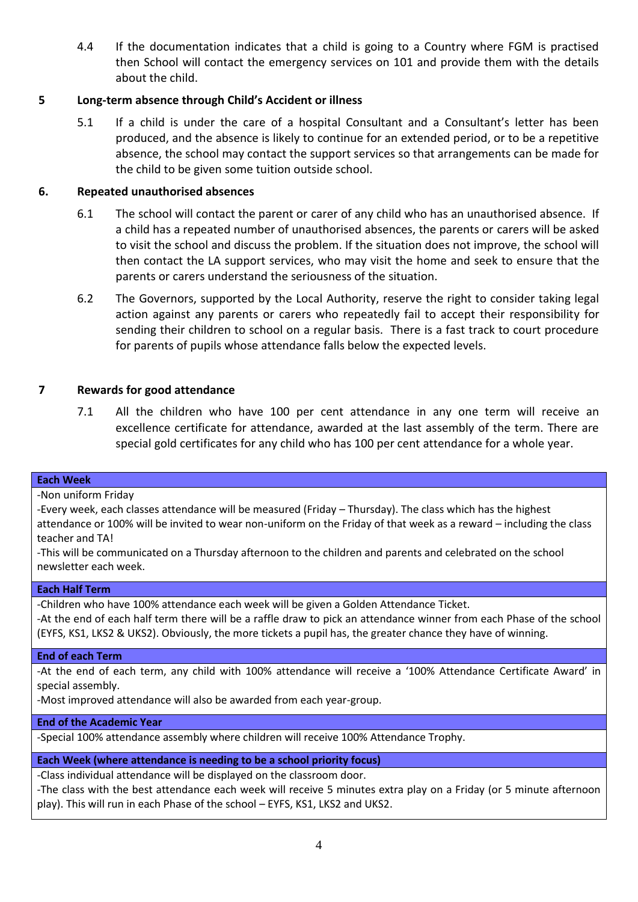4.4 If the documentation indicates that a child is going to a Country where FGM is practised then School will contact the emergency services on 101 and provide them with the details about the child.

## 5 Long-term absence through Child's Accident or illness

5.1 If a child is under the care of a hospital Consultant and a Consultant's letter has been produced, and the absence is likely to continue for an extended period, or to be a repetitive absence, the school may contact the support services so that arrangements can be made for the child to be given some tuition outside school.

## 6. Repeated unauthorised absences

6.1 The school will contact the parent or carer of any child who has an unauthorised absence. If a child has a repeated number of unauthorised absences, the parents or carers will be asked to visit the school and discuss the problem. If the situation does not improve, the school will then contact the LA support services, who may visit the home and seek to ensure that the parents or carers understand the seriousness of the situation.

6.2 The Governors, supported by the Local Authority, reserve the right to consider taking legal action against any parents or carers who repeatedly fail to accept their responsibility for sending their children to school on a regular basis. There is a fast track to court procedure for parents of pupils whose attendance falls below the expected levels.

## 7 Rewards for good attendance

7.1 All the children who have 100 per cent attendance in any one term will receive an excellence certificate for attendance, awarded at the last assembly of the term. There are special gold certificates for any child who has 100 per cent attendance for a whole year.

| **Each Week** |
|---|
| -Non uniform Friday<br>-Every week, each classes attendance will be measured (Friday – Thursday). The class which has the highest attendance or 100% will be invited to wear non-uniform on the Friday of that week as a reward – including the class teacher and TA!<br>-This will be communicated on a Thursday afternoon to the children and parents and celebrated on the school newsletter each week. |
| **Each Half Term** |
| -Children who have 100% attendance each week will be given a Golden Attendance Ticket.<br>-At the end of each half term there will be a raffle draw to pick an attendance winner from each Phase of the school (EYFS, KS1, LKS2 & UKS2). Obviously, the more tickets a pupil has, the greater chance they have of winning. |
| **End of each Term** |
| -At the end of each term, any child with 100% attendance will receive a '100% Attendance Certificate Award' in special assembly.<br>-Most improved attendance will also be awarded from each year-group. |
| **End of the Academic Year** |
| -Special 100% attendance assembly where children will receive 100% Attendance Trophy. |
| **Each Week (where attendance is needing to be a school priority focus)** |
| -Class individual attendance will be displayed on the classroom door.<br>-The class with the best attendance each week will receive 5 minutes extra play on a Friday (or 5 minute afternoon play). This will run in each Phase of the school – EYFS, KS1, LKS2 and UKS2. |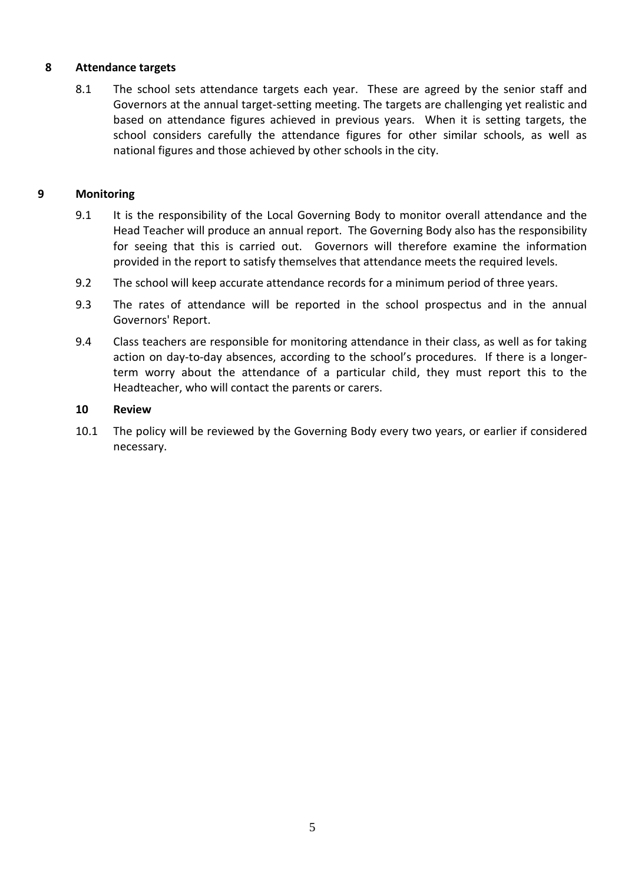## 8 Attendance targets

8.1 The school sets attendance targets each year. These are agreed by the senior staff and Governors at the annual target-setting meeting. The targets are challenging yet realistic and based on attendance figures achieved in previous years. When it is setting targets, the school considers carefully the attendance figures for other similar schools, as well as national figures and those achieved by other schools in the city.

## 9 Monitoring

9.1 It is the responsibility of the Local Governing Body to monitor overall attendance and the Head Teacher will produce an annual report. The Governing Body also has the responsibility for seeing that this is carried out. Governors will therefore examine the information provided in the report to satisfy themselves that attendance meets the required levels.

9.2 The school will keep accurate attendance records for a minimum period of three years.

9.3 The rates of attendance will be reported in the school prospectus and in the annual Governors' Report.

9.4 Class teachers are responsible for monitoring attendance in their class, as well as for taking action on day-to-day absences, according to the school's procedures. If there is a longer-term worry about the attendance of a particular child, they must report this to the Headteacher, who will contact the parents or carers.

## 10 Review

10.1 The policy will be reviewed by the Governing Body every two years, or earlier if considered necessary.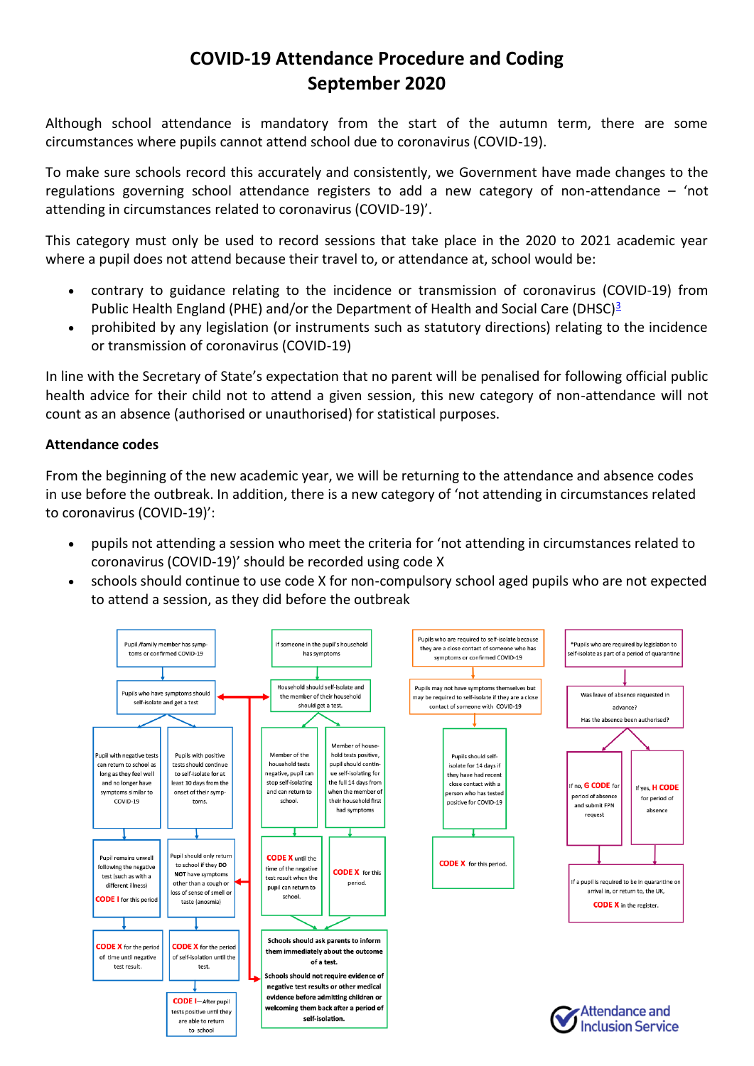# COVID-19 Attendance Procedure and Coding
## September 2020

Although school attendance is mandatory from the start of the autumn term, there are some circumstances where pupils cannot attend school due to coronavirus (COVID-19).

To make sure schools record this accurately and consistently, we Government have made changes to the regulations governing school attendance registers to add a new category of non-attendance – 'not attending in circumstances related to coronavirus (COVID-19)'.

This category must only be used to record sessions that take place in the 2020 to 2021 academic year where a pupil does not attend because their travel to, or attendance at, school would be:

- contrary to guidance relating to the incidence or transmission of coronavirus (COVID-19) from Public Health England (PHE) and/or the Department of Health and Social Care (DHSC)[3]
- prohibited by any legislation (or instruments such as statutory directions) relating to the incidence or transmission of coronavirus (COVID-19)

In line with the Secretary of State's expectation that no parent will be penalised for following official public health advice for their child not to attend a given session, this new category of non-attendance will not count as an absence (authorised or unauthorised) for statistical purposes.

**Attendance codes**

From the beginning of the new academic year, we will be returning to the attendance and absence codes in use before the outbreak. In addition, there is a new category of 'not attending in circumstances related to coronavirus (COVID-19)':

- pupils not attending a session who meet the criteria for 'not attending in circumstances related to coronavirus (COVID-19)' should be recorded using code X
- schools should continue to use code X for non-compulsory school aged pupils who are not expected to attend a session, as they did before the outbreak

Pupil /family member has symptoms or confirmed COVID-19

Pupils who have symptoms should self-isolate and get a test

Pupil with negative tests can return to school as long as they feel well and no longer have symptoms similar to COVID-19

Pupil remains unwell following the negative test (such as with a different illness) **CODE I** for this period

**CODE X** for the period of time until negative test result.

Pupils with positive tests should continue to self-isolate for at least 10 days from the onset of their symptoms.

Pupil should only return to school if they **DO NOT** have symptoms other than a cough or loss of sense of smell or taste (anosmia)

**CODE X** for the period of self-isolation until the test.

**CODE I**—After pupil tests positive until they are able to return to school

If someone in the pupil's household has symptoms

Household should self-isolate and the member of their household should get a test.

Member of the household tests negative, pupil can stop self-isolating and can return to school.

**CODE X** until the time of the negative test result when the pupil can return to school.

Member of household tests positive, pupil should continue self-isolating for the full 14 days from when the member of their household first had symptoms

**CODE X** for this period.

Schools should ask parents to inform them immediately about the outcome of a test.

Schools should not require evidence of negative test results or other medical evidence before admitting children or welcoming them back after a period of self-isolation.

Pupils who are required to self-isolate because they are a close contact of someone who has symptoms or confirmed COVID-19

Pupils may not have symptoms themselves but may be required to self-isolate if they are a close contact of someone with COVID-19

Pupils should self-isolate for 14 days if they have had recent close contact with a person who has tested positive for COVID-19

**CODE X** for this period.

*Pupils who are required by legislation to self-isolate as part of a period of quarantine

Was leave of absence requested in advance? Has the absence been authorised?

If no, **G CODE** for period of absence and submit FPN request

If yes, **H CODE** for period of absence

If a pupil is required to be in quarantine on arrival in, or return to, the UK, **CODE X** in the register.

Attendance and Inclusion Service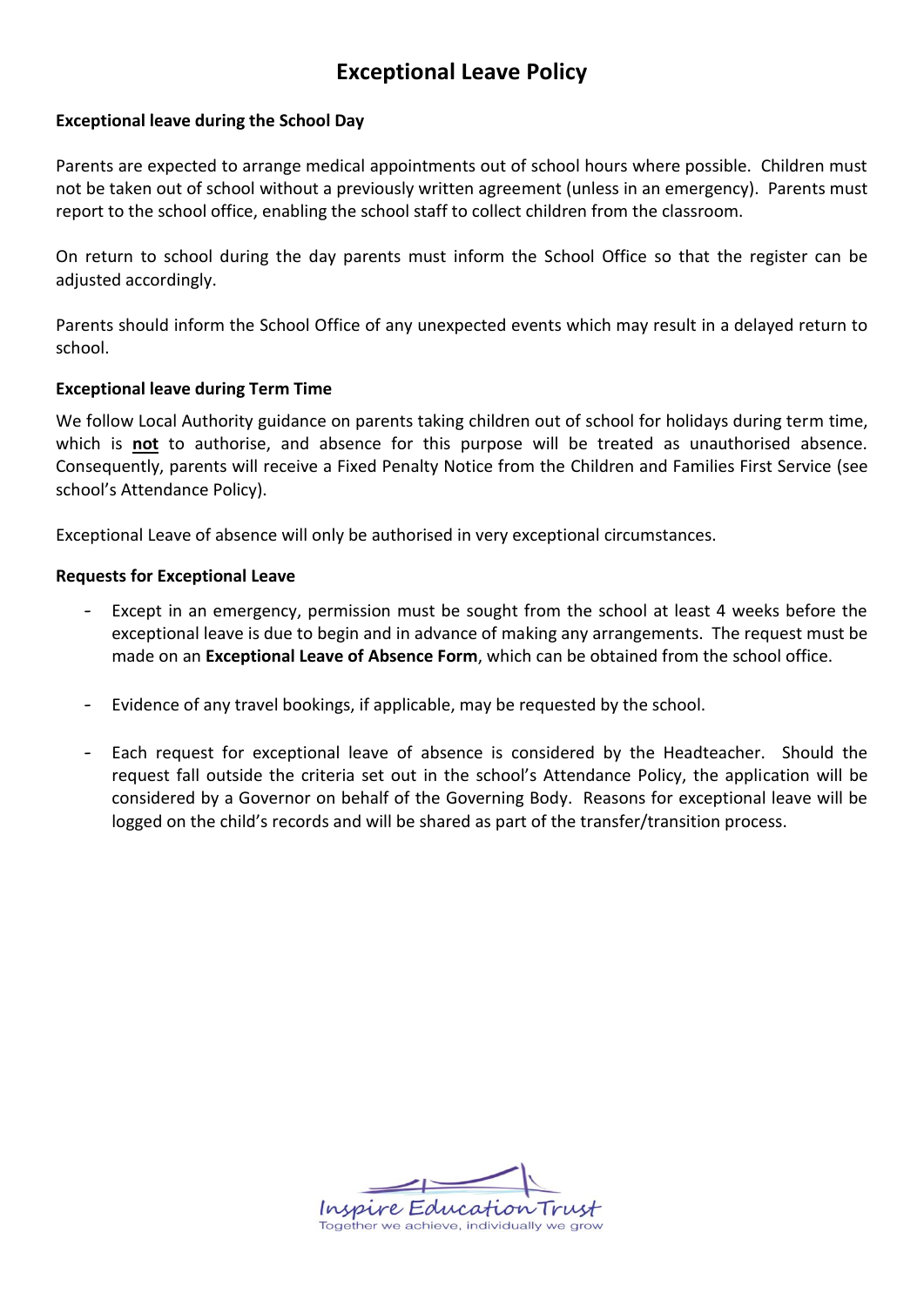# Exceptional Leave Policy

**Exceptional leave during the School Day**

Parents are expected to arrange medical appointments out of school hours where possible. Children must not be taken out of school without a previously written agreement (unless in an emergency). Parents must report to the school office, enabling the school staff to collect children from the classroom.

On return to school during the day parents must inform the School Office so that the register can be adjusted accordingly.

Parents should inform the School Office of any unexpected events which may result in a delayed return to school.

**Exceptional leave during Term Time**

We follow Local Authority guidance on parents taking children out of school for holidays during term time, which is **<u>not</u>** to authorise, and absence for this purpose will be treated as unauthorised absence. Consequently, parents will receive a Fixed Penalty Notice from the Children and Families First Service (see school's Attendance Policy).

Exceptional Leave of absence will only be authorised in very exceptional circumstances.

**Requests for Exceptional Leave**

- Except in an emergency, permission must be sought from the school at least 4 weeks before the exceptional leave is due to begin and in advance of making any arrangements. The request must be made on an **Exceptional Leave of Absence Form**, which can be obtained from the school office.

- Evidence of any travel bookings, if applicable, may be requested by the school.

- Each request for exceptional leave of absence is considered by the Headteacher. Should the request fall outside the criteria set out in the school's Attendance Policy, the application will be considered by a Governor on behalf of the Governing Body. Reasons for exceptional leave will be logged on the child's records and will be shared as part of the transfer/transition process.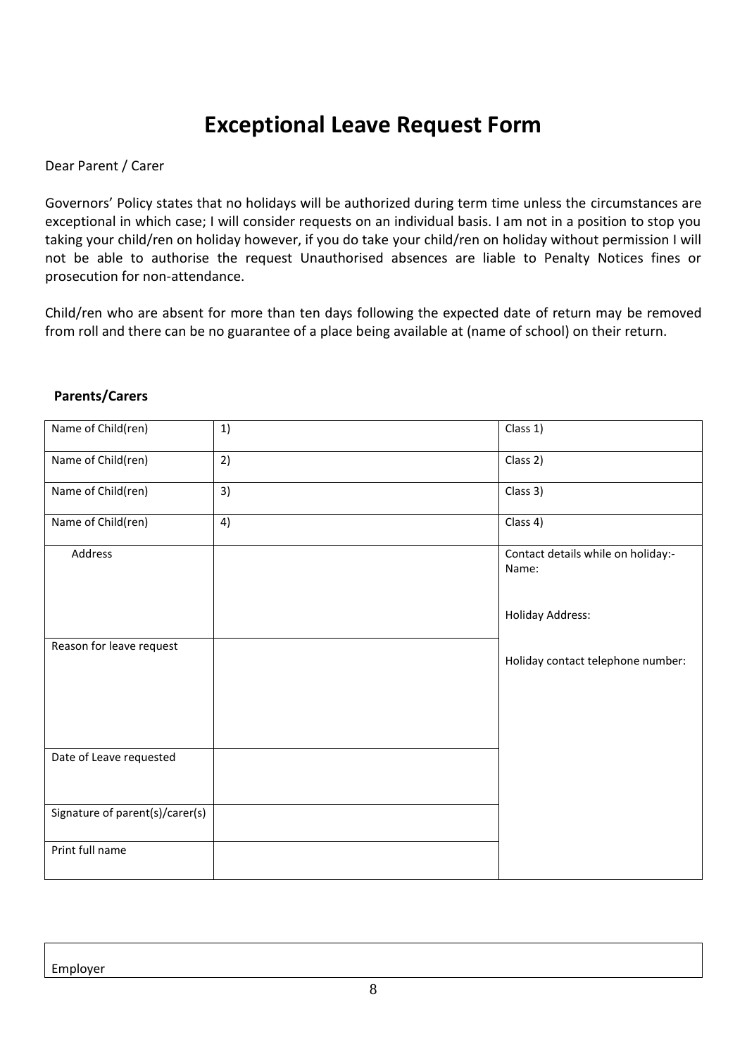# Exceptional Leave Request Form

Dear Parent / Carer

Governors' Policy states that no holidays will be authorized during term time unless the circumstances are exceptional in which case; I will consider requests on an individual basis. I am not in a position to stop you taking your child/ren on holiday however, if you do take your child/ren on holiday without permission I will not be able to authorise the request Unauthorised absences are liable to Penalty Notices fines or prosecution for non-attendance.

Child/ren who are absent for more than ten days following the expected date of return may be removed from roll and there can be no guarantee of a place being available at (name of school) on their return.

**Parents/Carers**

| | | |
|---|---|---|
| Name of Child(ren) | 1) | Class 1) |
| Name of Child(ren) | 2) | Class 2) |
| Name of Child(ren) | 3) | Class 3) |
| Name of Child(ren) | 4) | Class 4) |
| Address | | Contact details while on holiday:- Name: Holiday Address: Holiday contact telephone number: |
| Reason for leave request | | |
| Date of Leave requested | | |
| Signature of parent(s)/carer(s) | | |
| Print full name | | |

| |
|---|
| Employer |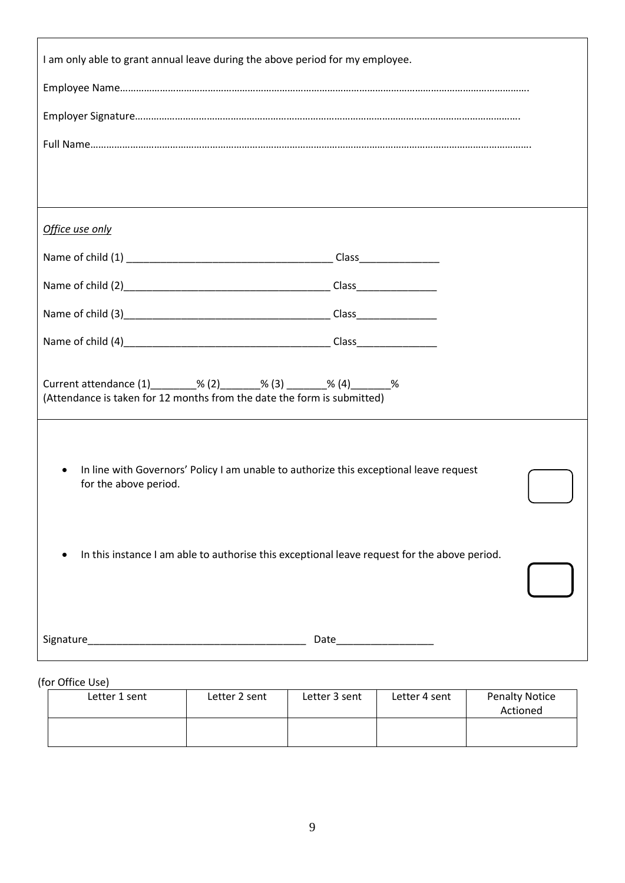I am only able to grant annual leave during the above period for my employee.

Employee Name…………………………………………………………………………………………………………………………………….

Employer Signature………………………………………………………………………………………………………………………….

Full Name…………………………………………………………………………………………………………………………………………….

*Office use only*

Name of child (1) ____________________________________ Class______________

Name of child (2)____________________________________ Class______________

Name of child (3)____________________________________ Class______________

Name of child (4)____________________________________ Class______________

Current attendance (1)________% (2)_______% (3) _______% (4)_______%
(Attendance is taken for 12 months from the date the form is submitted)

- In line with Governors' Policy I am unable to authorize this exceptional leave request for the above period. ☐

- In this instance I am able to authorise this exceptional leave request for the above period. ☐

Signature______________________________________ Date_________________

(for Office Use)

| Letter 1 sent | Letter 2 sent | Letter 3 sent | Letter 4 sent | Penalty Notice Actioned |
|---|---|---|---|---|
| | | | | |